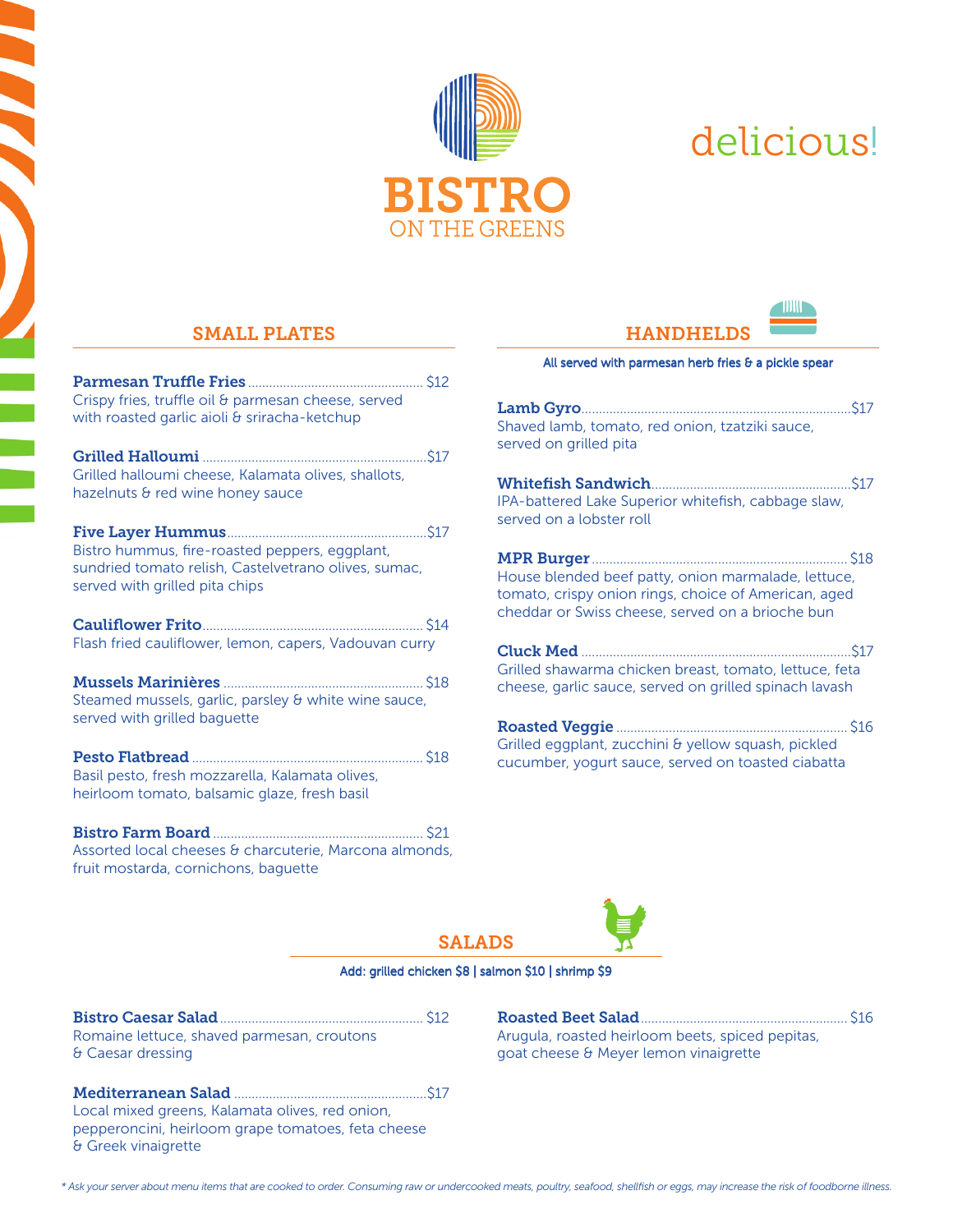# BISTRO
## ON THE GREENS

delicious!

## SMALL PLATES

**Parmesan Truffle Fries** ........ $12
Crispy fries, truffle oil & parmesan cheese, served with roasted garlic aioli & sriracha-ketchup

**Grilled Halloumi** ........ $17
Grilled halloumi cheese, Kalamata olives, shallots, hazelnuts & red wine honey sauce

**Five Layer Hummus** ........ $17
Bistro hummus, fire-roasted peppers, eggplant, sundried tomato relish, Castelvetrano olives, sumac, served with grilled pita chips

**Cauliflower Frito** ........ $14
Flash fried cauliflower, lemon, capers, Vadouvan curry

**Mussels Marinières** ........ $18
Steamed mussels, garlic, parsley & white wine sauce, served with grilled baguette

**Pesto Flatbread** ........ $18
Basil pesto, fresh mozzarella, Kalamata olives, heirloom tomato, balsamic glaze, fresh basil

**Bistro Farm Board** ........ $21
Assorted local cheeses & charcuterie, Marcona almonds, fruit mostarda, cornichons, baguette

## HANDHELDS

All served with parmesan herb fries & a pickle spear

**Lamb Gyro** ........ $17
Shaved lamb, tomato, red onion, tzatziki sauce, served on grilled pita

**Whitefish Sandwich** ........ $17
IPA-battered Lake Superior whitefish, cabbage slaw, served on a lobster roll

**MPR Burger** ........ $18
House blended beef patty, onion marmalade, lettuce, tomato, crispy onion rings, choice of American, aged cheddar or Swiss cheese, served on a brioche bun

**Cluck Med** ........ $17
Grilled shawarma chicken breast, tomato, lettuce, feta cheese, garlic sauce, served on grilled spinach lavash

**Roasted Veggie** ........ $16
Grilled eggplant, zucchini & yellow squash, pickled cucumber, yogurt sauce, served on toasted ciabatta

## SALADS

Add: grilled chicken $8 | salmon $10 | shrimp $9

**Bistro Caesar Salad** ........ $12
Romaine lettuce, shaved parmesan, croutons & Caesar dressing

**Mediterranean Salad** ........ $17
Local mixed greens, Kalamata olives, red onion, pepperoncini, heirloom grape tomatoes, feta cheese & Greek vinaigrette

**Roasted Beet Salad** ........ $16
Arugula, roasted heirloom beets, spiced pepitas, goat cheese & Meyer lemon vinaigrette

*\* Ask your server about menu items that are cooked to order. Consuming raw or undercooked meats, poultry, seafood, shellfish or eggs, may increase the risk of foodborne illness.*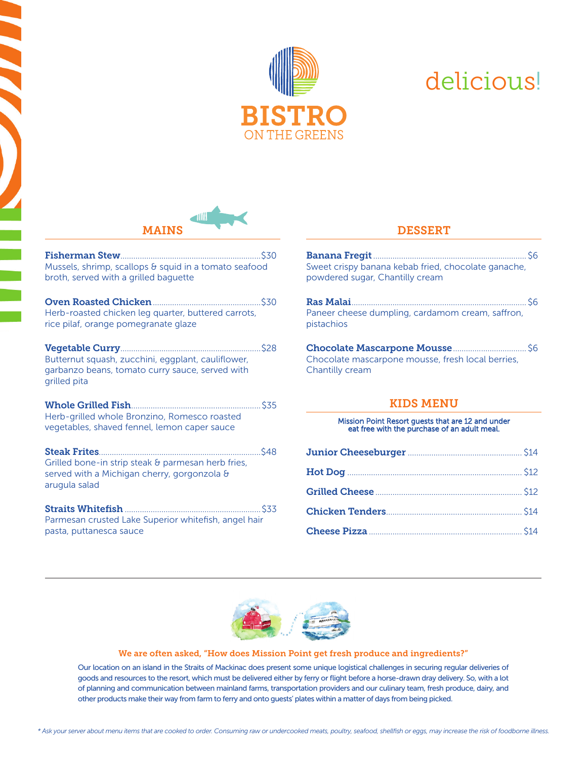# BISTRO ON THE GREENS

delicious!

## MAINS

**Fisherman Stew** ..... $30
Mussels, shrimp, scallops & squid in a tomato seafood broth, served with a grilled baguette

**Oven Roasted Chicken** ..... $30
Herb-roasted chicken leg quarter, buttered carrots, rice pilaf, orange pomegranate glaze

**Vegetable Curry** ..... $28
Butternut squash, zucchini, eggplant, cauliflower, garbanzo beans, tomato curry sauce, served with grilled pita

**Whole Grilled Fish** ..... $35
Herb-grilled whole Bronzino, Romesco roasted vegetables, shaved fennel, lemon caper sauce

**Steak Frites** ..... $48
Grilled bone-in strip steak & parmesan herb fries, served with a Michigan cherry, gorgonzola & arugula salad

**Straits Whitefish** ..... $33
Parmesan crusted Lake Superior whitefish, angel hair pasta, puttanesca sauce

## DESSERT

**Banana Fregit** ..... $6
Sweet crispy banana kebab fried, chocolate ganache, powdered sugar, Chantilly cream

**Ras Malai** ..... $6
Paneer cheese dumpling, cardamom cream, saffron, pistachios

**Chocolate Mascarpone Mousse** ..... $6
Chocolate mascarpone mousse, fresh local berries, Chantilly cream

## KIDS MENU

Mission Point Resort guests that are 12 and under eat free with the purchase of an adult meal.

**Junior Cheeseburger** ..... $14

**Hot Dog** ..... $12

**Grilled Cheese** ..... $12

**Chicken Tenders** ..... $14

**Cheese Pizza** ..... $14

---

### We are often asked, "How does Mission Point get fresh produce and ingredients?"

Our location on an island in the Straits of Mackinac does present some unique logistical challenges in securing regular deliveries of goods and resources to the resort, which must be delivered either by ferry or flight before a horse-drawn dray delivery. So, with a lot of planning and communication between mainland farms, transportation providers and our culinary team, fresh produce, dairy, and other products make their way from farm to ferry and onto guests' plates within a matter of days from being picked.

*\* Ask your server about menu items that are cooked to order. Consuming raw or undercooked meats, poultry, seafood, shellfish or eggs, may increase the risk of foodborne illness.*